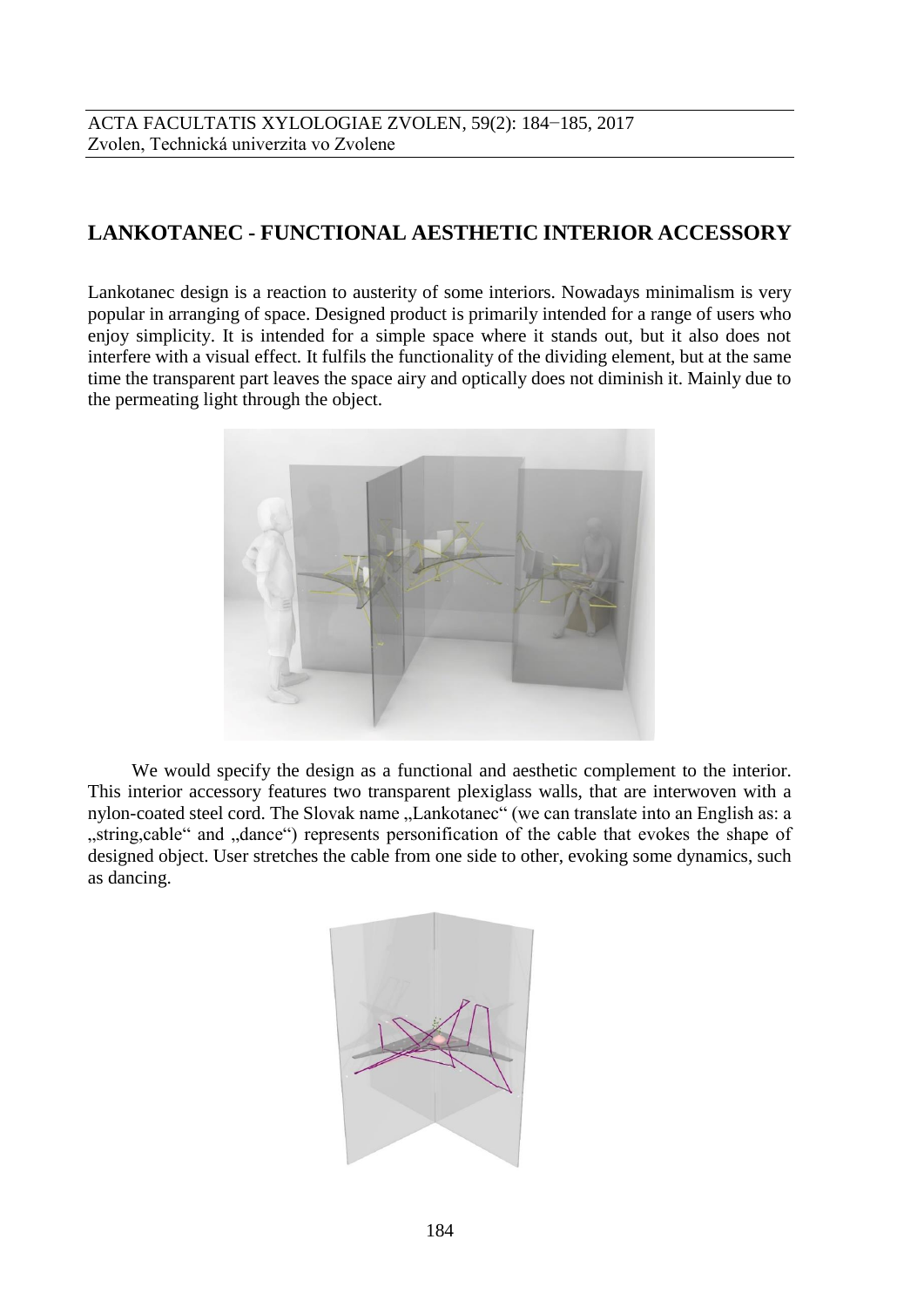# LANKOTANEC - FUNCTIONAL AESTHETIC INTERIOR ACCESSORY

Lankotanec design is a reaction to austerity of some interiors. Nowadays minimalism is very popular in arranging of space. Designed product is primarily intended for a range of users who enjoy simplicity. It is intended for a simple space where it stands out, but it also does not interfere with a visual effect. It fulfils the functionality of the dividing element, but at the same time the transparent part leaves the space airy and optically does not diminish it. Mainly due to the permeating light through the object.

We would specify the design as a functional and aesthetic complement to the interior. This interior accessory features two transparent plexiglass walls, that are interwoven with a nylon-coated steel cord. The Slovak name „Lankotanec" (we can translate into an English as: a „string,cable" and „dance") represents personification of the cable that evokes the shape of designed object. User stretches the cable from one side to other, evoking some dynamics, such as dancing.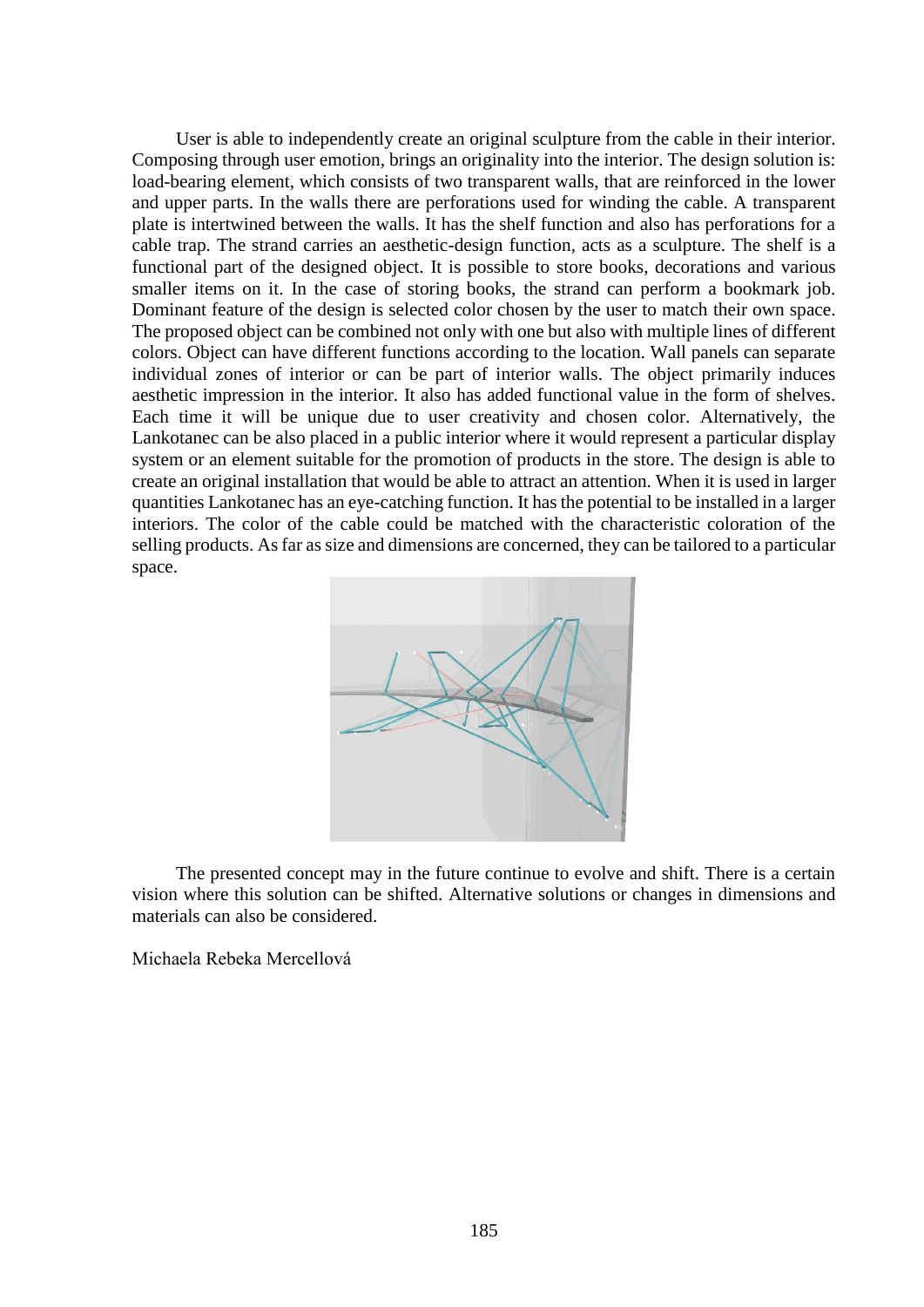User is able to independently create an original sculpture from the cable in their interior. Composing through user emotion, brings an originality into the interior. The design solution is: load-bearing element, which consists of two transparent walls, that are reinforced in the lower and upper parts. In the walls there are perforations used for winding the cable. A transparent plate is intertwined between the walls. It has the shelf function and also has perforations for a cable trap. The strand carries an aesthetic-design function, acts as a sculpture. The shelf is a functional part of the designed object. It is possible to store books, decorations and various smaller items on it. In the case of storing books, the strand can perform a bookmark job. Dominant feature of the design is selected color chosen by the user to match their own space. The proposed object can be combined not only with one but also with multiple lines of different colors. Object can have different functions according to the location. Wall panels can separate individual zones of interior or can be part of interior walls. The object primarily induces aesthetic impression in the interior. It also has added functional value in the form of shelves. Each time it will be unique due to user creativity and chosen color. Alternatively, the Lankotanec can be also placed in a public interior where it would represent a particular display system or an element suitable for the promotion of products in the store. The design is able to create an original installation that would be able to attract an attention. When it is used in larger quantities Lankotanec has an eye-catching function. It has the potential to be installed in a larger interiors. The color of the cable could be matched with the characteristic coloration of the selling products. As far as size and dimensions are concerned, they can be tailored to a particular space.

The presented concept may in the future continue to evolve and shift. There is a certain vision where this solution can be shifted. Alternative solutions or changes in dimensions and materials can also be considered.

Michaela Rebeka Mercellová